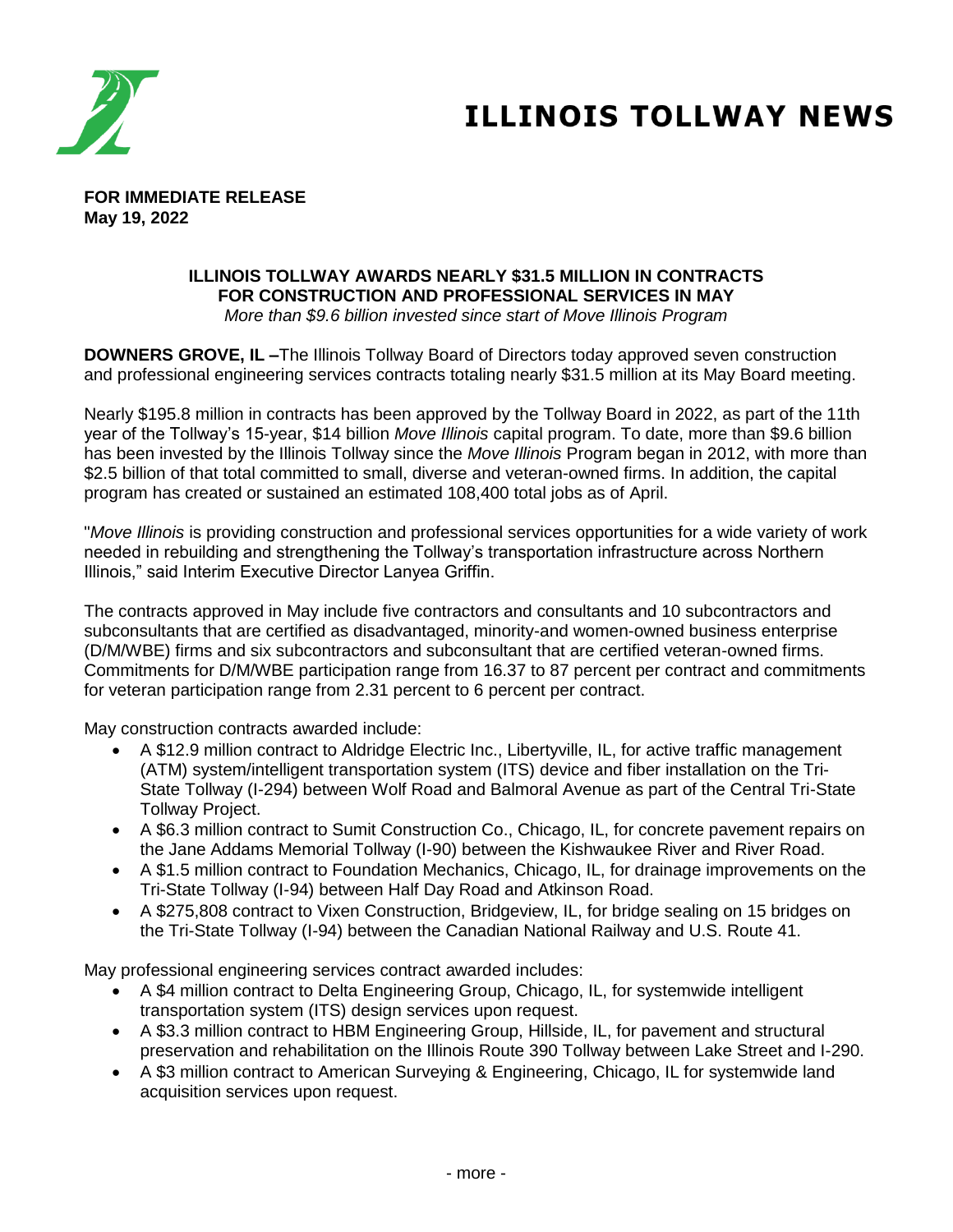# ILLINOIS TOLLWAY NEWS

**FOR IMMEDIATE RELEASE**
**May 19, 2022**

## ILLINOIS TOLLWAY AWARDS NEARLY $31.5 MILLION IN CONTRACTS FOR CONSTRUCTION AND PROFESSIONAL SERVICES IN MAY

*More than $9.6 billion invested since start of Move Illinois Program*

**DOWNERS GROVE, IL –**The Illinois Tollway Board of Directors today approved seven construction and professional engineering services contracts totaling nearly $31.5 million at its May Board meeting.

Nearly $195.8 million in contracts has been approved by the Tollway Board in 2022, as part of the 11th year of the Tollway's 15-year, $14 billion *Move Illinois* capital program. To date, more than $9.6 billion has been invested by the Illinois Tollway since the *Move Illinois* Program began in 2012, with more than $2.5 billion of that total committed to small, diverse and veteran-owned firms. In addition, the capital program has created or sustained an estimated 108,400 total jobs as of April.

"*Move Illinois* is providing construction and professional services opportunities for a wide variety of work needed in rebuilding and strengthening the Tollway's transportation infrastructure across Northern Illinois," said Interim Executive Director Lanyea Griffin.

The contracts approved in May include five contractors and consultants and 10 subcontractors and subconsultants that are certified as disadvantaged, minority-and women-owned business enterprise (D/M/WBE) firms and six subcontractors and subconsultant that are certified veteran-owned firms. Commitments for D/M/WBE participation range from 16.37 to 87 percent per contract and commitments for veteran participation range from 2.31 percent to 6 percent per contract.

May construction contracts awarded include:

- A $12.9 million contract to Aldridge Electric Inc., Libertyville, IL, for active traffic management (ATM) system/intelligent transportation system (ITS) device and fiber installation on the Tri-State Tollway (I-294) between Wolf Road and Balmoral Avenue as part of the Central Tri-State Tollway Project.
- A $6.3 million contract to Sumit Construction Co., Chicago, IL, for concrete pavement repairs on the Jane Addams Memorial Tollway (I-90) between the Kishwaukee River and River Road.
- A $1.5 million contract to Foundation Mechanics, Chicago, IL, for drainage improvements on the Tri-State Tollway (I-94) between Half Day Road and Atkinson Road.
- A $275,808 contract to Vixen Construction, Bridgeview, IL, for bridge sealing on 15 bridges on the Tri-State Tollway (I-94) between the Canadian National Railway and U.S. Route 41.

May professional engineering services contract awarded includes:

- A $4 million contract to Delta Engineering Group, Chicago, IL, for systemwide intelligent transportation system (ITS) design services upon request.
- A $3.3 million contract to HBM Engineering Group, Hillside, IL, for pavement and structural preservation and rehabilitation on the Illinois Route 390 Tollway between Lake Street and I-290.
- A $3 million contract to American Surveying & Engineering, Chicago, IL for systemwide land acquisition services upon request.

- more -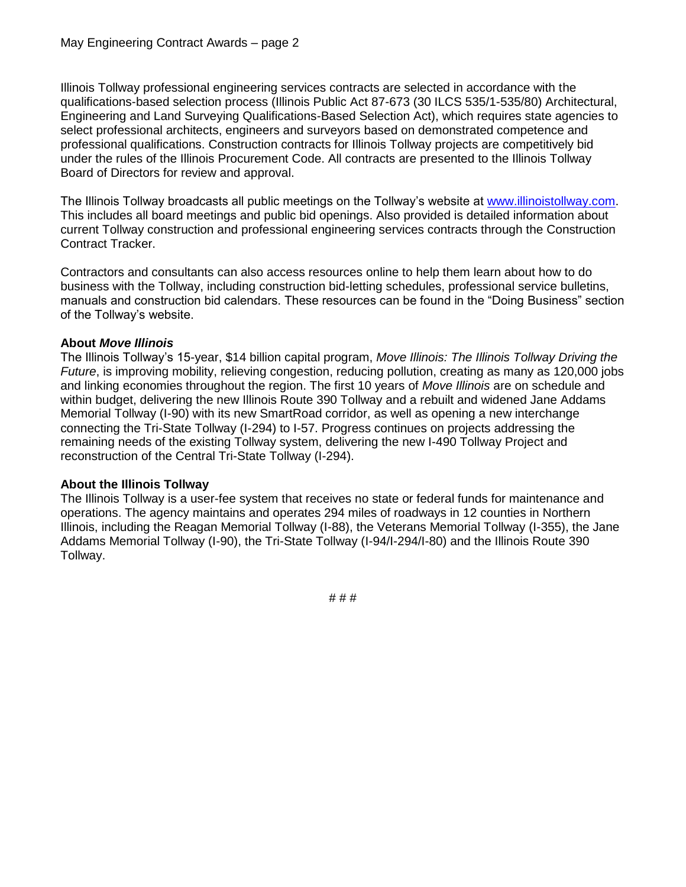Illinois Tollway professional engineering services contracts are selected in accordance with the qualifications-based selection process (Illinois Public Act 87-673 (30 ILCS 535/1-535/80) Architectural, Engineering and Land Surveying Qualifications-Based Selection Act), which requires state agencies to select professional architects, engineers and surveyors based on demonstrated competence and professional qualifications. Construction contracts for Illinois Tollway projects are competitively bid under the rules of the Illinois Procurement Code. All contracts are presented to the Illinois Tollway Board of Directors for review and approval.

The Illinois Tollway broadcasts all public meetings on the Tollway's website at [www.illinoistollway.com](http://www.illinoistollway.com). This includes all board meetings and public bid openings. Also provided is detailed information about current Tollway construction and professional engineering services contracts through the Construction Contract Tracker.

Contractors and consultants can also access resources online to help them learn about how to do business with the Tollway, including construction bid-letting schedules, professional service bulletins, manuals and construction bid calendars. These resources can be found in the "Doing Business" section of the Tollway's website.

**About *Move Illinois***

The Illinois Tollway's 15-year, $14 billion capital program, *Move Illinois: The Illinois Tollway Driving the Future*, is improving mobility, relieving congestion, reducing pollution, creating as many as 120,000 jobs and linking economies throughout the region. The first 10 years of *Move Illinois* are on schedule and within budget, delivering the new Illinois Route 390 Tollway and a rebuilt and widened Jane Addams Memorial Tollway (I-90) with its new SmartRoad corridor, as well as opening a new interchange connecting the Tri-State Tollway (I-294) to I-57. Progress continues on projects addressing the remaining needs of the existing Tollway system, delivering the new I-490 Tollway Project and reconstruction of the Central Tri-State Tollway (I-294).

**About the Illinois Tollway**

The Illinois Tollway is a user-fee system that receives no state or federal funds for maintenance and operations. The agency maintains and operates 294 miles of roadways in 12 counties in Northern Illinois, including the Reagan Memorial Tollway (I-88), the Veterans Memorial Tollway (I-355), the Jane Addams Memorial Tollway (I-90), the Tri-State Tollway (I-94/I-294/I-80) and the Illinois Route 390 Tollway.

# # #